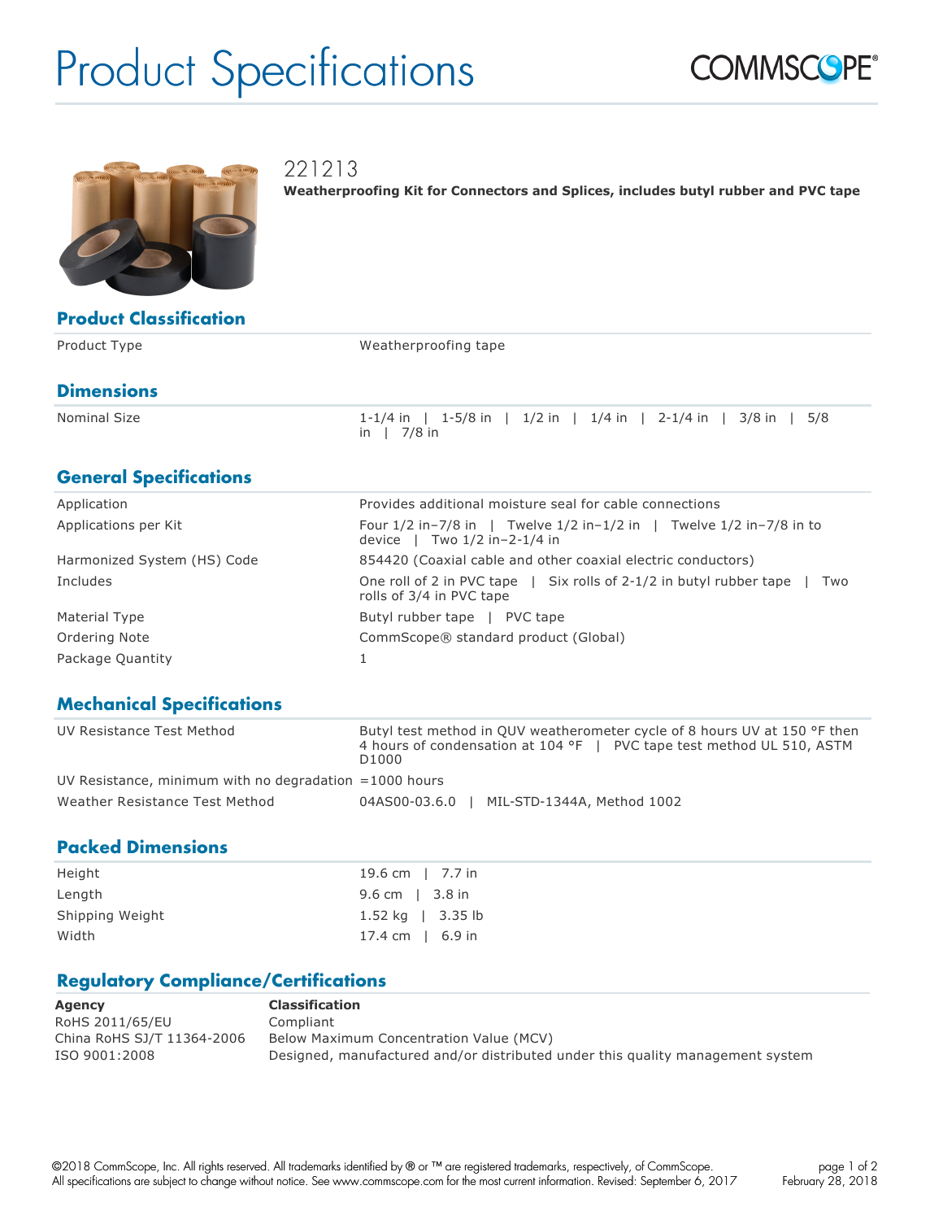# Product Specifications

COMMSCOPE®

## 221213

**Weatherproofing Kit for Connectors and Splices, includes butyl rubber and PVC tape**

## Product Classification

| | |
|---|---|
| Product Type | Weatherproofing tape |

## Dimensions

| | |
|---|---|
| Nominal Size | 1-1/4 in \| 1-5/8 in \| 1/2 in \| 1/4 in \| 2-1/4 in \| 3/8 in \| 5/8 in \| 7/8 in |

## General Specifications

| | |
|---|---|
| Application | Provides additional moisture seal for cable connections |
| Applications per Kit | Four 1/2 in–7/8 in \| Twelve 1/2 in–1/2 in \| Twelve 1/2 in–7/8 in to device \| Two 1/2 in–2-1/4 in |
| Harmonized System (HS) Code | 854420 (Coaxial cable and other coaxial electric conductors) |
| Includes | One roll of 2 in PVC tape \| Six rolls of 2-1/2 in butyl rubber tape \| Two rolls of 3/4 in PVC tape |
| Material Type | Butyl rubber tape \| PVC tape |
| Ordering Note | CommScope® standard product (Global) |
| Package Quantity | 1 |

## Mechanical Specifications

| | |
|---|---|
| UV Resistance Test Method | Butyl test method in QUV weatherometer cycle of 8 hours UV at 150 °F then 4 hours of condensation at 104 °F \| PVC tape test method UL 510, ASTM D1000 |
| UV Resistance, minimum with no degradation | =1000 hours |
| Weather Resistance Test Method | 04AS00-03.6.0 \| MIL-STD-1344A, Method 1002 |

## Packed Dimensions

| | |
|---|---|
| Height | 19.6 cm \| 7.7 in |
| Length | 9.6 cm \| 3.8 in |
| Shipping Weight | 1.52 kg \| 3.35 lb |
| Width | 17.4 cm \| 6.9 in |

## Regulatory Compliance/Certifications

| **Agency** | **Classification** |
|---|---|
| RoHS 2011/65/EU | Compliant |
| China RoHS SJ/T 11364-2006 | Below Maximum Concentration Value (MCV) |
| ISO 9001:2008 | Designed, manufactured and/or distributed under this quality management system |

©2018 CommScope, Inc. All rights reserved. All trademarks identified by ® or ™ are registered trademarks, respectively, of CommScope. All specifications are subject to change without notice. See www.commscope.com for the most current information. Revised: September 6, 2017

February 28, 2018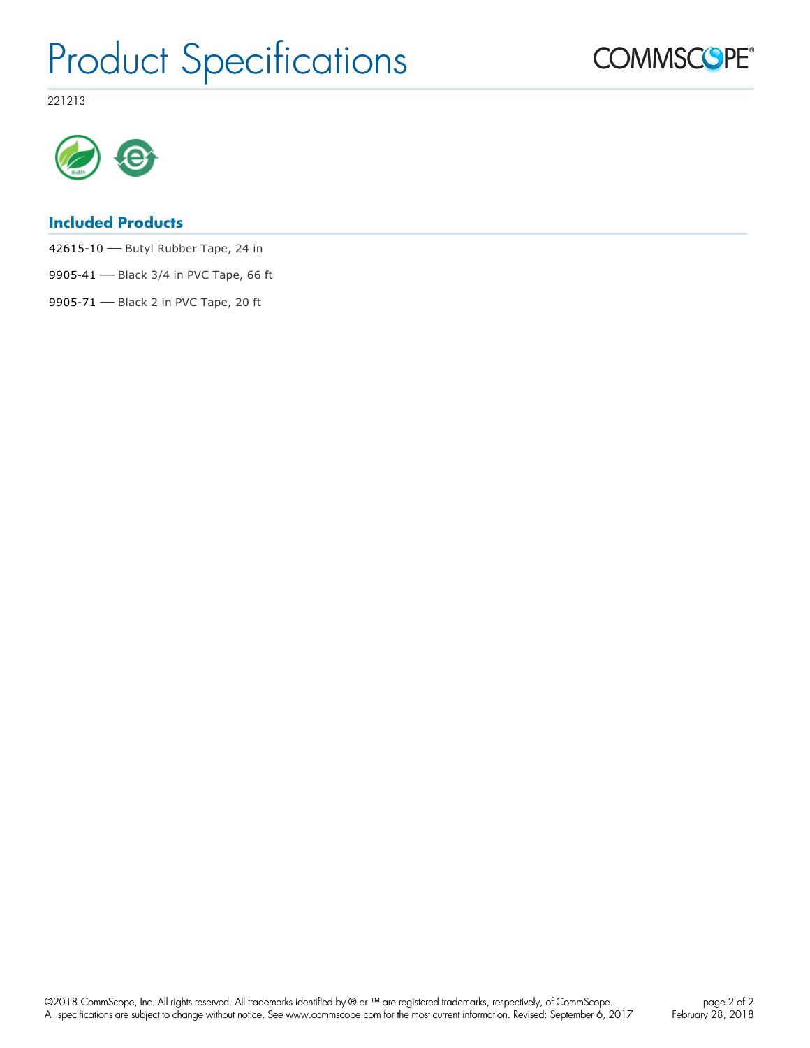221213

## Included Products

42615-10 — Butyl Rubber Tape, 24 in

9905-41 — Black 3/4 in PVC Tape, 66 ft

9905-71 — Black 2 in PVC Tape, 20 ft